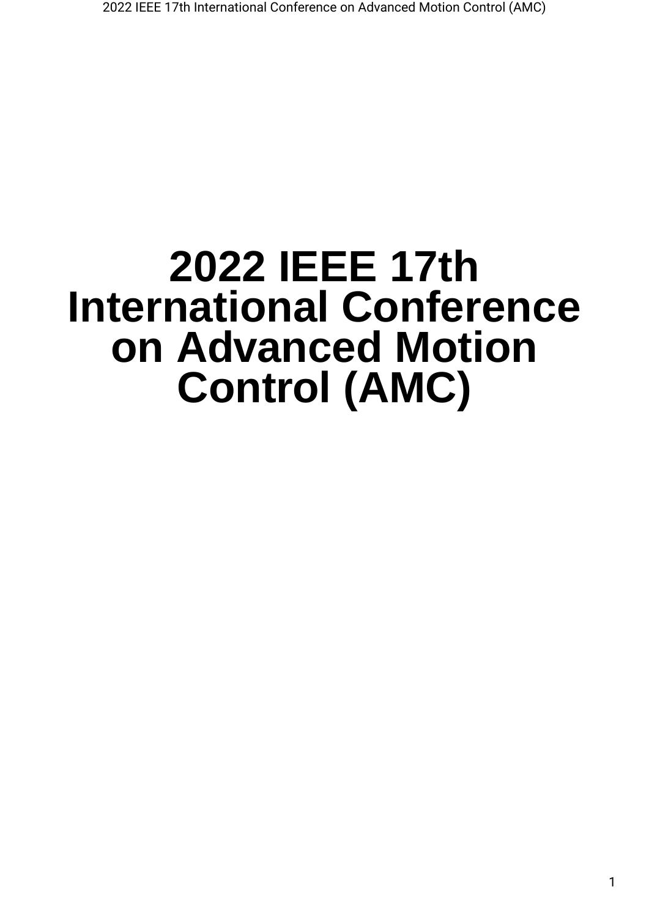# 2022 IEEE 17th International Conference on Advanced Motion Control (AMC)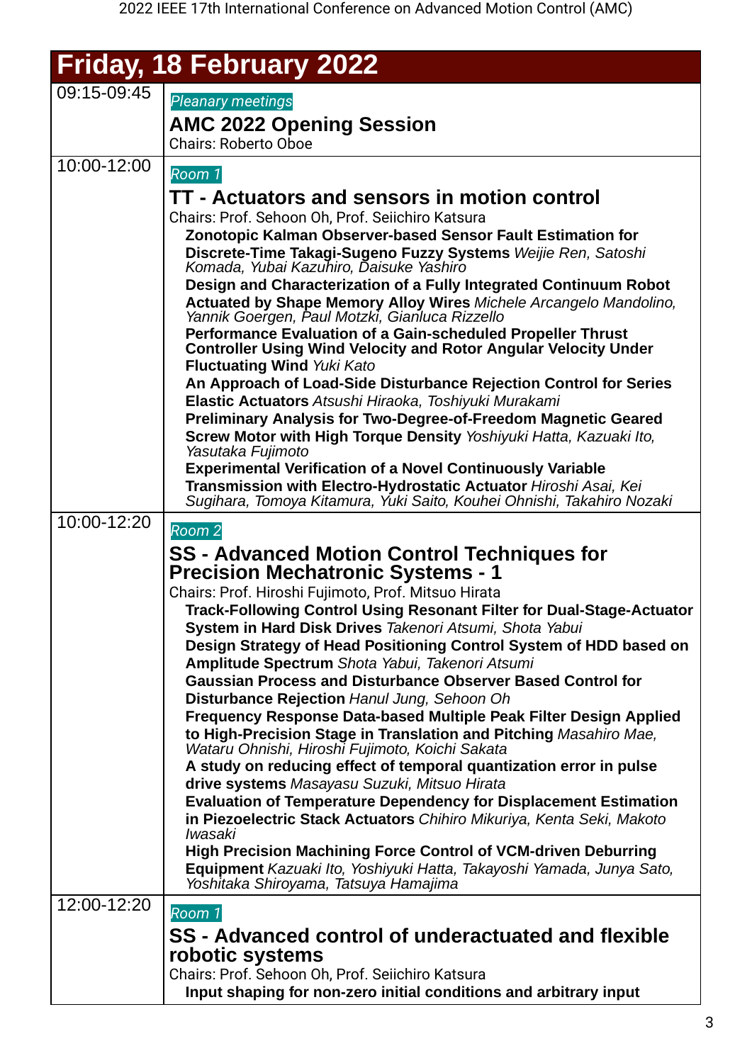## Friday, 18 February 2022

| Time | Session |
|---|---|
| 09:15-09:45 | *Pleanary meetings*<br>**AMC 2022 Opening Session**<br>Chairs: Roberto Oboe |
| 10:00-12:00 | *Room 1*<br>**TT - Actuators and sensors in motion control**<br>Chairs: Prof. Sehoon Oh, Prof. Seiichiro Katsura<br>**Zonotopic Kalman Observer-based Sensor Fault Estimation for Discrete-Time Takagi-Sugeno Fuzzy Systems** *Weijie Ren, Satoshi Komada, Yubai Kazuhiro, Daisuke Yashiro*<br>**Design and Characterization of a Fully Integrated Continuum Robot Actuated by Shape Memory Alloy Wires** *Michele Arcangelo Mandolino, Yannik Goergen, Paul Motzki, Gianluca Rizzello*<br>**Performance Evaluation of a Gain-scheduled Propeller Thrust Controller Using Wind Velocity and Rotor Angular Velocity Under Fluctuating Wind** *Yuki Kato*<br>**An Approach of Load-Side Disturbance Rejection Control for Series Elastic Actuators** *Atsushi Hiraoka, Toshiyuki Murakami*<br>**Preliminary Analysis for Two-Degree-of-Freedom Magnetic Geared Screw Motor with High Torque Density** *Yoshiyuki Hatta, Kazuaki Ito, Yasutaka Fujimoto*<br>**Experimental Verification of a Novel Continuously Variable Transmission with Electro-Hydrostatic Actuator** *Hiroshi Asai, Kei Sugihara, Tomoya Kitamura, Yuki Saito, Kouhei Ohnishi, Takahiro Nozaki* |
| 10:00-12:20 | *Room 2*<br>**SS - Advanced Motion Control Techniques for Precision Mechatronic Systems - 1**<br>Chairs: Prof. Hiroshi Fujimoto, Prof. Mitsuo Hirata<br>**Track-Following Control Using Resonant Filter for Dual-Stage-Actuator System in Hard Disk Drives** *Takenori Atsumi, Shota Yabui*<br>**Design Strategy of Head Positioning Control System of HDD based on Amplitude Spectrum** *Shota Yabui, Takenori Atsumi*<br>**Gaussian Process and Disturbance Observer Based Control for Disturbance Rejection** *Hanul Jung, Sehoon Oh*<br>**Frequency Response Data-based Multiple Peak Filter Design Applied to High-Precision Stage in Translation and Pitching** *Masahiro Mae, Wataru Ohnishi, Hiroshi Fujimoto, Koichi Sakata*<br>**A study on reducing effect of temporal quantization error in pulse drive systems** *Masayasu Suzuki, Mitsuo Hirata*<br>**Evaluation of Temperature Dependency for Displacement Estimation in Piezoelectric Stack Actuators** *Chihiro Mikuriya, Kenta Seki, Makoto Iwasaki*<br>**High Precision Machining Force Control of VCM-driven Deburring Equipment** *Kazuaki Ito, Yoshiyuki Hatta, Takayoshi Yamada, Junya Sato, Yoshitaka Shiroyama, Tatsuya Hamajima* |
| 12:00-12:20 | *Room 1*<br>**SS - Advanced control of underactuated and flexible robotic systems**<br>Chairs: Prof. Sehoon Oh, Prof. Seiichiro Katsura<br>**Input shaping for non-zero initial conditions and arbitrary input** |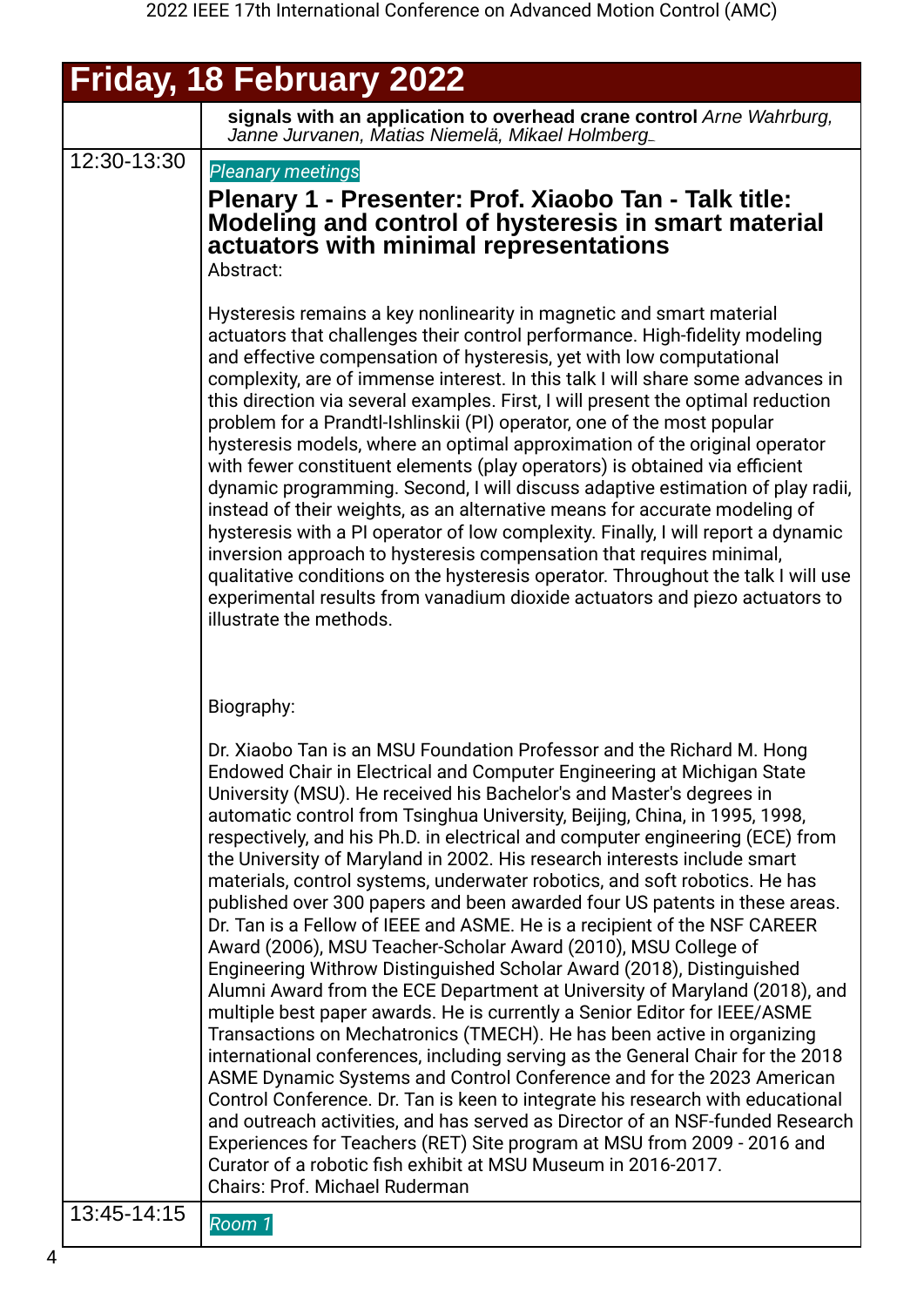# Friday, 18 February 2022

| | |
|---|---|
| | **signals with an application to overhead crane control** *Arne Wahrburg, Janne Jurvanen, Matias Niemelä, Mikael Holmberg* |
| 12:30-13:30 | *Pleanary meetings*<br>**Plenary 1 - Presenter: Prof. Xiaobo Tan - Talk title: Modeling and control of hysteresis in smart material actuators with minimal representations**<br>Abstract:<br><br>Hysteresis remains a key nonlinearity in magnetic and smart material actuators that challenges their control performance. High-fidelity modeling and effective compensation of hysteresis, yet with low computational complexity, are of immense interest. In this talk I will share some advances in this direction via several examples. First, I will present the optimal reduction problem for a Prandtl-Ishlinskii (PI) operator, one of the most popular hysteresis models, where an optimal approximation of the original operator with fewer constituent elements (play operators) is obtained via efficient dynamic programming. Second, I will discuss adaptive estimation of play radii, instead of their weights, as an alternative means for accurate modeling of hysteresis with a PI operator of low complexity. Finally, I will report a dynamic inversion approach to hysteresis compensation that requires minimal, qualitative conditions on the hysteresis operator. Throughout the talk I will use experimental results from vanadium dioxide actuators and piezo actuators to illustrate the methods.<br><br>Biography:<br><br>Dr. Xiaobo Tan is an MSU Foundation Professor and the Richard M. Hong Endowed Chair in Electrical and Computer Engineering at Michigan State University (MSU). He received his Bachelor's and Master's degrees in automatic control from Tsinghua University, Beijing, China, in 1995, 1998, respectively, and his Ph.D. in electrical and computer engineering (ECE) from the University of Maryland in 2002. His research interests include smart materials, control systems, underwater robotics, and soft robotics. He has published over 300 papers and been awarded four US patents in these areas. Dr. Tan is a Fellow of IEEE and ASME. He is a recipient of the NSF CAREER Award (2006), MSU Teacher-Scholar Award (2010), MSU College of Engineering Withrow Distinguished Scholar Award (2018), Distinguished Alumni Award from the ECE Department at University of Maryland (2018), and multiple best paper awards. He is currently a Senior Editor for IEEE/ASME Transactions on Mechatronics (TMECH). He has been active in organizing international conferences, including serving as the General Chair for the 2018 ASME Dynamic Systems and Control Conference and for the 2023 American Control Conference. Dr. Tan is keen to integrate his research with educational and outreach activities, and has served as Director of an NSF-funded Research Experiences for Teachers (RET) Site program at MSU from 2009 - 2016 and Curator of a robotic fish exhibit at MSU Museum in 2016-2017.<br>Chairs: Prof. Michael Ruderman |
| 13:45-14:15 | *Room 1* |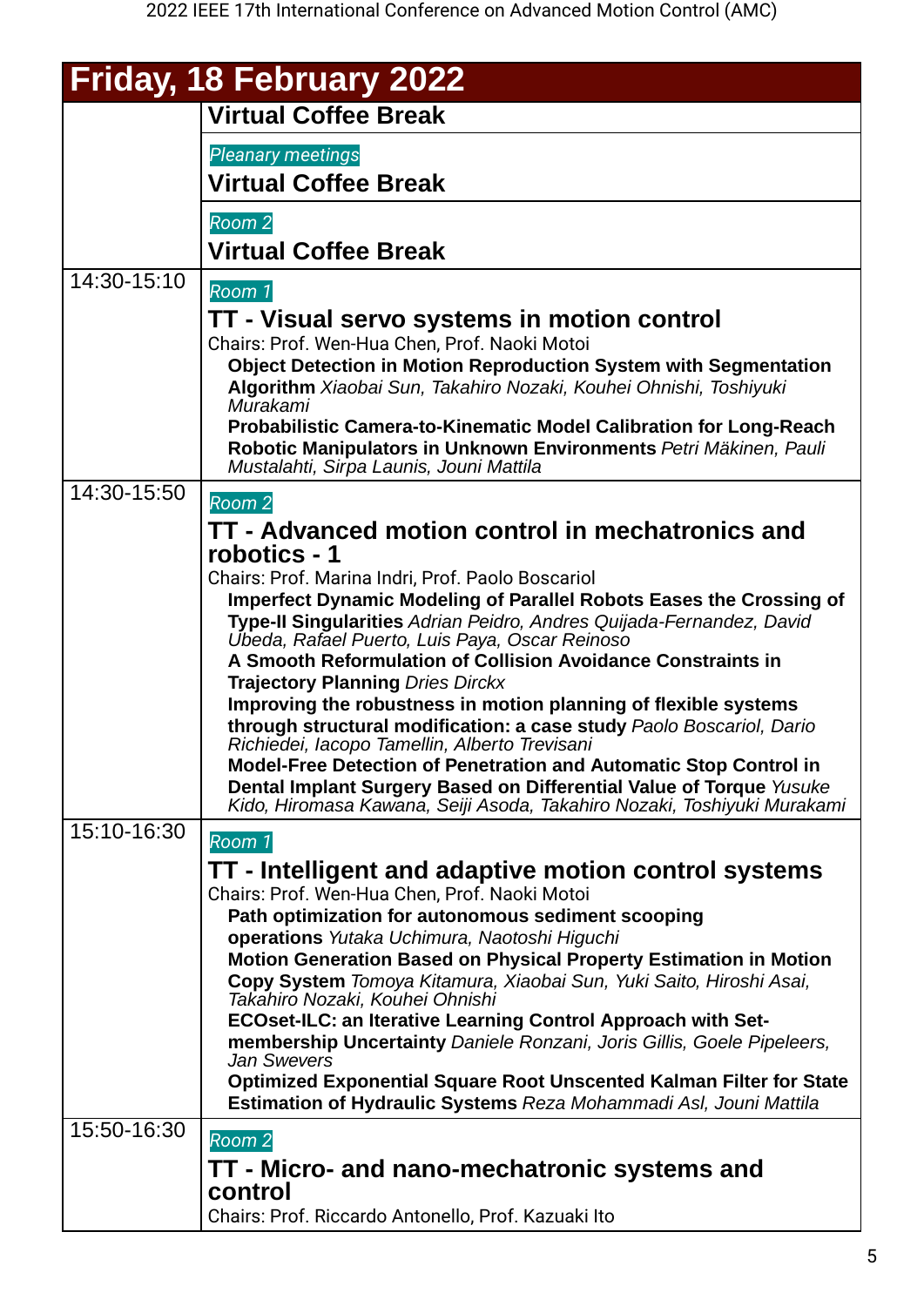## Friday, 18 February 2022

| | |
|---|---|
| | **Virtual Coffee Break** |
| | *Pleanary meetings*<br>**Virtual Coffee Break** |
| | *Room 2*<br>**Virtual Coffee Break** |
| 14:30-15:10 | *Room 1*<br>**TT - Visual servo systems in motion control**<br>Chairs: Prof. Wen-Hua Chen, Prof. Naoki Motoi<br>**Object Detection in Motion Reproduction System with Segmentation Algorithm** *Xiaobai Sun, Takahiro Nozaki, Kouhei Ohnishi, Toshiyuki Murakami*<br>**Probabilistic Camera-to-Kinematic Model Calibration for Long-Reach Robotic Manipulators in Unknown Environments** *Petri Mäkinen, Pauli Mustalahti, Sirpa Launis, Jouni Mattila* |
| 14:30-15:50 | *Room 2*<br>**TT - Advanced motion control in mechatronics and robotics - 1**<br>Chairs: Prof. Marina Indri, Prof. Paolo Boscariol<br>**Imperfect Dynamic Modeling of Parallel Robots Eases the Crossing of Type-II Singularities** *Adrian Peidro, Andres Quijada-Fernandez, David Ubeda, Rafael Puerto, Luis Paya, Oscar Reinoso*<br>**A Smooth Reformulation of Collision Avoidance Constraints in Trajectory Planning** *Dries Dirckx*<br>**Improving the robustness in motion planning of flexible systems through structural modification: a case study** *Paolo Boscariol, Dario Richiedei, Iacopo Tamellin, Alberto Trevisani*<br>**Model-Free Detection of Penetration and Automatic Stop Control in Dental Implant Surgery Based on Differential Value of Torque** *Yusuke Kido, Hiromasa Kawana, Seiji Asoda, Takahiro Nozaki, Toshiyuki Murakami* |
| 15:10-16:30 | *Room 1*<br>**TT - Intelligent and adaptive motion control systems**<br>Chairs: Prof. Wen-Hua Chen, Prof. Naoki Motoi<br>**Path optimization for autonomous sediment scooping operations** *Yutaka Uchimura, Naotoshi Higuchi*<br>**Motion Generation Based on Physical Property Estimation in Motion Copy System** *Tomoya Kitamura, Xiaobai Sun, Yuki Saito, Hiroshi Asai, Takahiro Nozaki, Kouhei Ohnishi*<br>**ECOset-ILC: an Iterative Learning Control Approach with Set-membership Uncertainty** *Daniele Ronzani, Joris Gillis, Goele Pipeleers, Jan Swevers*<br>**Optimized Exponential Square Root Unscented Kalman Filter for State Estimation of Hydraulic Systems** *Reza Mohammadi Asl, Jouni Mattila* |
| 15:50-16:30 | *Room 2*<br>**TT - Micro- and nano-mechatronic systems and control**<br>Chairs: Prof. Riccardo Antonello, Prof. Kazuaki Ito |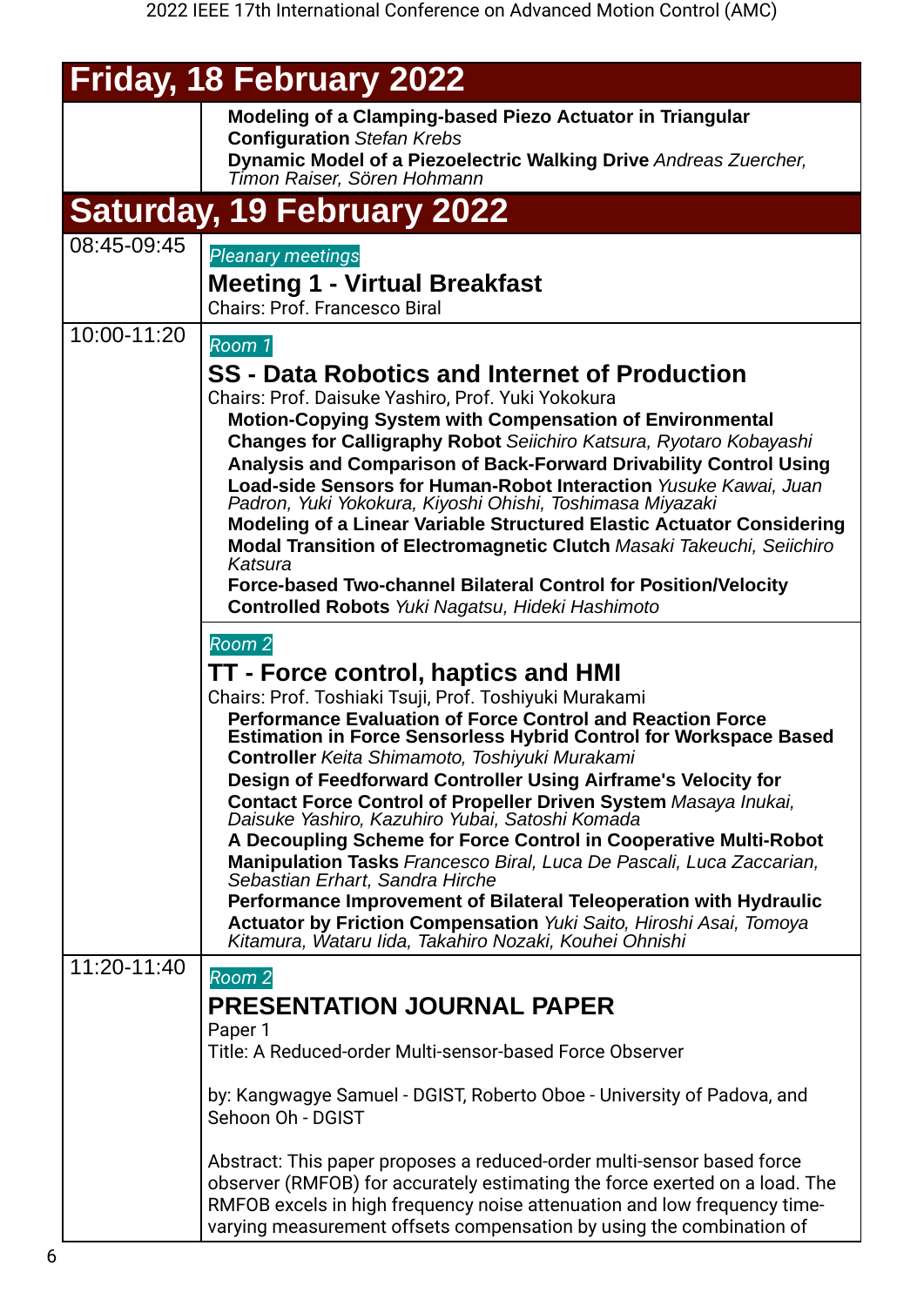## Friday, 18 February 2022

**Modeling of a Clamping-based Piezo Actuator in Triangular Configuration** *Stefan Krebs*

**Dynamic Model of a Piezoelectric Walking Drive** *Andreas Zuercher, Timon Raiser, Sören Hohmann*

## Saturday, 19 February 2022

**08:45-09:45**

*Pleanary meetings*

### Meeting 1 - Virtual Breakfast

Chairs: Prof. Francesco Biral

**10:00-11:20**

*Room 1*

### SS - Data Robotics and Internet of Production

Chairs: Prof. Daisuke Yashiro, Prof. Yuki Yokokura

**Motion-Copying System with Compensation of Environmental Changes for Calligraphy Robot** *Seiichiro Katsura, Ryotaro Kobayashi*

**Analysis and Comparison of Back-Forward Drivability Control Using Load-side Sensors for Human-Robot Interaction** *Yusuke Kawai, Juan Padron, Yuki Yokokura, Kiyoshi Ohishi, Toshimasa Miyazaki*

**Modeling of a Linear Variable Structured Elastic Actuator Considering Modal Transition of Electromagnetic Clutch** *Masaki Takeuchi, Seiichiro Katsura*

**Force-based Two-channel Bilateral Control for Position/Velocity Controlled Robots** *Yuki Nagatsu, Hideki Hashimoto*

*Room 2*

### TT - Force control, haptics and HMI

Chairs: Prof. Toshiaki Tsuji, Prof. Toshiyuki Murakami

**Performance Evaluation of Force Control and Reaction Force Estimation in Force Sensorless Hybrid Control for Workspace Based Controller** *Keita Shimamoto, Toshiyuki Murakami*

**Design of Feedforward Controller Using Airframe's Velocity for Contact Force Control of Propeller Driven System** *Masaya Inukai, Daisuke Yashiro, Kazuhiro Yubai, Satoshi Komada*

**A Decoupling Scheme for Force Control in Cooperative Multi-Robot Manipulation Tasks** *Francesco Biral, Luca De Pascali, Luca Zaccarian, Sebastian Erhart, Sandra Hirche*

**Performance Improvement of Bilateral Teleoperation with Hydraulic Actuator by Friction Compensation** *Yuki Saito, Hiroshi Asai, Tomoya Kitamura, Wataru Iida, Takahiro Nozaki, Kouhei Ohnishi*

**11:20-11:40**

*Room 2*

### PRESENTATION JOURNAL PAPER

Paper 1

Title: A Reduced-order Multi-sensor-based Force Observer

by: Kangwagye Samuel - DGIST, Roberto Oboe - University of Padova, and Sehoon Oh - DGIST

Abstract: This paper proposes a reduced-order multi-sensor based force observer (RMFOB) for accurately estimating the force exerted on a load. The RMFOB excels in high frequency noise attenuation and low frequency time-varying measurement offsets compensation by using the combination of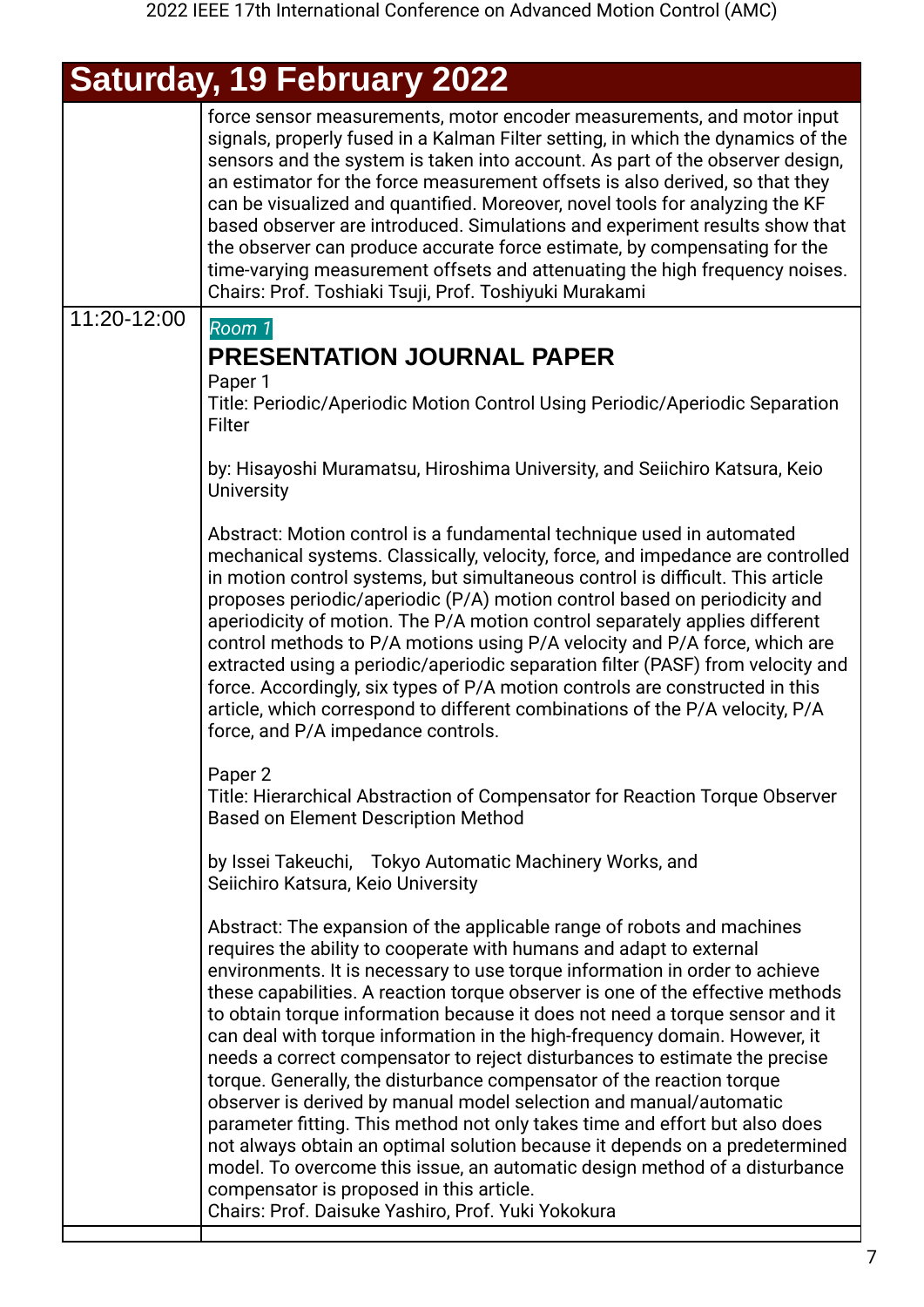## Saturday, 19 February 2022

| | |
|---|---|
| | force sensor measurements, motor encoder measurements, and motor input signals, properly fused in a Kalman Filter setting, in which the dynamics of the sensors and the system is taken into account. As part of the observer design, an estimator for the force measurement offsets is also derived, so that they can be visualized and quantified. Moreover, novel tools for analyzing the KF based observer are introduced. Simulations and experiment results show that the observer can produce accurate force estimate, by compensating for the time-varying measurement offsets and attenuating the high frequency noises.<br>Chairs: Prof. Toshiaki Tsuji, Prof. Toshiyuki Murakami |
| 11:20-12:00 | *Room 1*<br>**PRESENTATION JOURNAL PAPER**<br>Paper 1<br>Title: Periodic/Aperiodic Motion Control Using Periodic/Aperiodic Separation Filter<br><br>by: Hisayoshi Muramatsu, Hiroshima University, and Seiichiro Katsura, Keio University<br><br>Abstract: Motion control is a fundamental technique used in automated mechanical systems. Classically, velocity, force, and impedance are controlled in motion control systems, but simultaneous control is difficult. This article proposes periodic/aperiodic (P/A) motion control based on periodicity and aperiodicity of motion. The P/A motion control separately applies different control methods to P/A motions using P/A velocity and P/A force, which are extracted using a periodic/aperiodic separation filter (PASF) from velocity and force. Accordingly, six types of P/A motion controls are constructed in this article, which correspond to different combinations of the P/A velocity, P/A force, and P/A impedance controls.<br><br>Paper 2<br>Title: Hierarchical Abstraction of Compensator for Reaction Torque Observer Based on Element Description Method<br><br>by Issei Takeuchi, Tokyo Automatic Machinery Works, and Seiichiro Katsura, Keio University<br><br>Abstract: The expansion of the applicable range of robots and machines requires the ability to cooperate with humans and adapt to external environments. It is necessary to use torque information in order to achieve these capabilities. A reaction torque observer is one of the effective methods to obtain torque information because it does not need a torque sensor and it can deal with torque information in the high-frequency domain. However, it needs a correct compensator to reject disturbances to estimate the precise torque. Generally, the disturbance compensator of the reaction torque observer is derived by manual model selection and manual/automatic parameter fitting. This method not only takes time and effort but also does not always obtain an optimal solution because it depends on a predetermined model. To overcome this issue, an automatic design method of a disturbance compensator is proposed in this article.<br>Chairs: Prof. Daisuke Yashiro, Prof. Yuki Yokokura |
| | |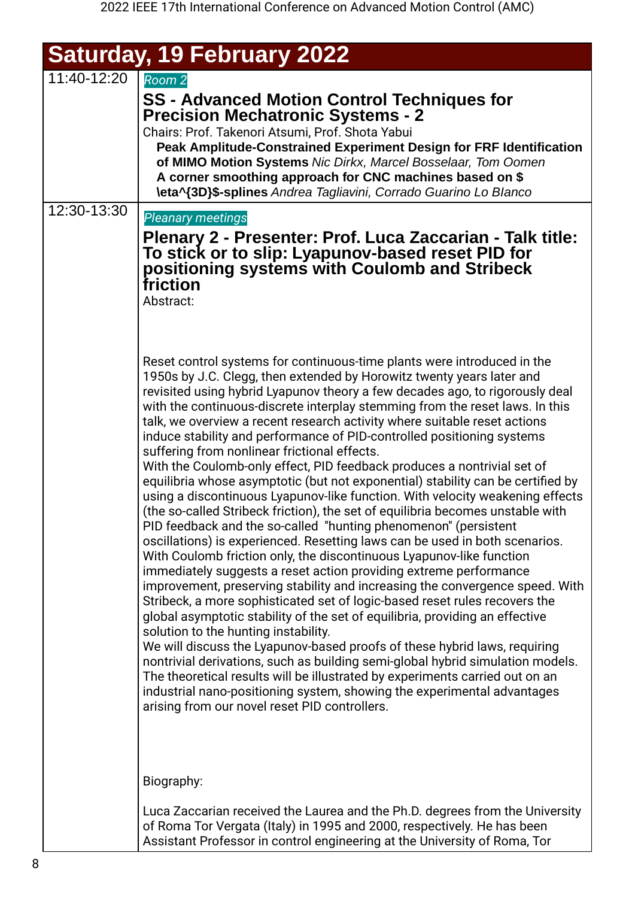# Saturday, 19 February 2022

| Time | Session |
|---|---|
| 11:40-12:20 | *Room 2*<br>**SS - Advanced Motion Control Techniques for Precision Mechatronic Systems - 2**<br>Chairs: Prof. Takenori Atsumi, Prof. Shota Yabui<br>**Peak Amplitude-Constrained Experiment Design for FRF Identification of MIMO Motion Systems** *Nic Dirkx, Marcel Bosselaar, Tom Oomen*<br>**A corner smoothing approach for CNC machines based on $\eta^{3D}$-splines** *Andrea Tagliavini, Corrado Guarino Lo BIanco* |
| 12:30-13:30 | *Pleanary meetings*<br>**Plenary 2 - Presenter: Prof. Luca Zaccarian - Talk title: To stick or to slip: Lyapunov-based reset PID for positioning systems with Coulomb and Stribeck friction**<br>Abstract:<br><br>Reset control systems for continuous-time plants were introduced in the 1950s by J.C. Clegg, then extended by Horowitz twenty years later and revisited using hybrid Lyapunov theory a few decades ago, to rigorously deal with the continuous-discrete interplay stemming from the reset laws. In this talk, we overview a recent research activity where suitable reset actions induce stability and performance of PID-controlled positioning systems suffering from nonlinear frictional effects.<br>With the Coulomb-only effect, PID feedback produces a nontrivial set of equilibria whose asymptotic (but not exponential) stability can be certified by using a discontinuous Lyapunov-like function. With velocity weakening effects (the so-called Stribeck friction), the set of equilibria becomes unstable with PID feedback and the so-called "hunting phenomenon" (persistent oscillations) is experienced. Resetting laws can be used in both scenarios. With Coulomb friction only, the discontinuous Lyapunov-like function immediately suggests a reset action providing extreme performance improvement, preserving stability and increasing the convergence speed. With Stribeck, a more sophisticated set of logic-based reset rules recovers the global asymptotic stability of the set of equilibria, providing an effective solution to the hunting instability.<br>We will discuss the Lyapunov-based proofs of these hybrid laws, requiring nontrivial derivations, such as building semi-global hybrid simulation models. The theoretical results will be illustrated by experiments carried out on an industrial nano-positioning system, showing the experimental advantages arising from our novel reset PID controllers.<br><br>Biography:<br><br>Luca Zaccarian received the Laurea and the Ph.D. degrees from the University of Roma Tor Vergata (Italy) in 1995 and 2000, respectively. He has been Assistant Professor in control engineering at the University of Roma, Tor |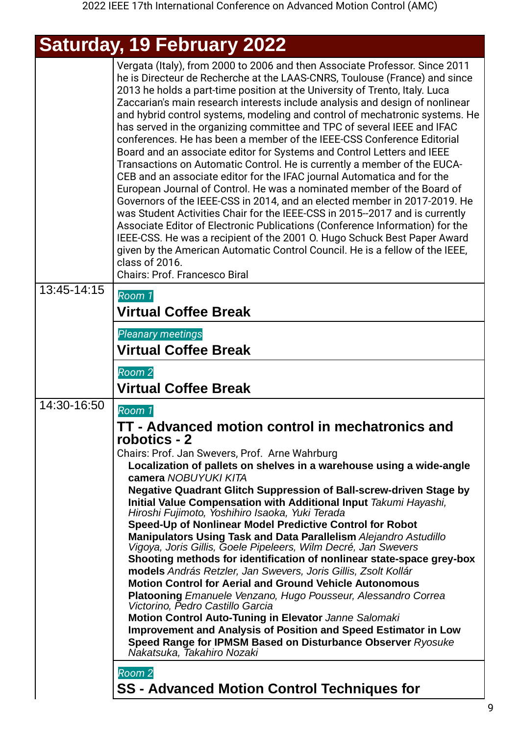## Saturday, 19 February 2022

| | |
|---|---|
| | Vergata (Italy), from 2000 to 2006 and then Associate Professor. Since 2011 he is Directeur de Recherche at the LAAS-CNRS, Toulouse (France) and since 2013 he holds a part-time position at the University of Trento, Italy. Luca Zaccarian's main research interests include analysis and design of nonlinear and hybrid control systems, modeling and control of mechatronic systems. He has served in the organizing committee and TPC of several IEEE and IFAC conferences. He has been a member of the IEEE-CSS Conference Editorial Board and an associate editor for Systems and Control Letters and IEEE Transactions on Automatic Control. He is currently a member of the EUCA-CEB and an associate editor for the IFAC journal Automatica and for the European Journal of Control. He was a nominated member of the Board of Governors of the IEEE-CSS in 2014, and an elected member in 2017-2019. He was Student Activities Chair for the IEEE-CSS in 2015--2017 and is currently Associate Editor of Electronic Publications (Conference Information) for the IEEE-CSS. He was a recipient of the 2001 O. Hugo Schuck Best Paper Award given by the American Automatic Control Council. He is a fellow of the IEEE, class of 2016.<br>Chairs: Prof. Francesco Biral |
| 13:45-14:15 | *Room 1*<br>**Virtual Coffee Break** |
| | *Pleanary meetings*<br>**Virtual Coffee Break** |
| | *Room 2*<br>**Virtual Coffee Break** |
| 14:30-16:50 | *Room 1*<br>**TT - Advanced motion control in mechatronics and robotics - 2**<br>Chairs: Prof. Jan Swevers, Prof. Arne Wahrburg<br>**Localization of pallets on shelves in a warehouse using a wide-angle camera** *NOBUYUKI KITA*<br>**Negative Quadrant Glitch Suppression of Ball-screw-driven Stage by Initial Value Compensation with Additional Input** *Takumi Hayashi, Hiroshi Fujimoto, Yoshihiro Isaoka, Yuki Terada*<br>**Speed-Up of Nonlinear Model Predictive Control for Robot Manipulators Using Task and Data Parallelism** *Alejandro Astudillo Vigoya, Joris Gillis, Goele Pipeleers, Wilm Decré, Jan Swevers*<br>**Shooting methods for identification of nonlinear state-space grey-box models** *András Retzler, Jan Swevers, Joris Gillis, Zsolt Kollár*<br>**Motion Control for Aerial and Ground Vehicle Autonomous Platooning** *Emanuele Venzano, Hugo Pousseur, Alessandro Correa Victorino, Pedro Castillo Garcia*<br>**Motion Control Auto-Tuning in Elevator** *Janne Salomaki*<br>**Improvement and Analysis of Position and Speed Estimator in Low Speed Range for IPMSM Based on Disturbance Observer** *Ryosuke Nakatsuka, Takahiro Nozaki* |
| | *Room 2*<br>**SS - Advanced Motion Control Techniques for** |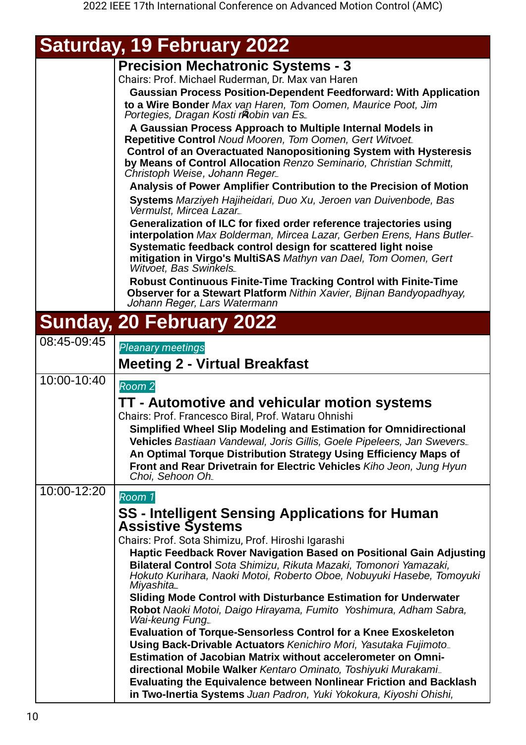## Saturday, 19 February 2022

### Precision Mechatronic Systems - 3

Chairs: Prof. Michael Ruderman, Dr. Max van Haren

**Gaussian Process Position-Dependent Feedforward: With Application to a Wire Bonder** *Max van Haren, Tom Oomen, Maurice Poot, Jim Portegies, Dragan Kosti rRobin van Es*

**A Gaussian Process Approach to Multiple Internal Models in Repetitive Control** *Noud Mooren, Tom Oomen, Gert Witvoet*

**Control of an Overactuated Nanopositioning System with Hysteresis by Means of Control Allocation** *Renzo Seminario, Christian Schmitt, Christoph Weise, Johann Reger*

**Analysis of Power Amplifier Contribution to the Precision of Motion Systems** *Marziyeh Hajiheidari, Duo Xu, Jeroen van Duivenbode, Bas Vermulst, Mircea Lazar*

**Generalization of ILC for fixed order reference trajectories using interpolation** *Max Bolderman, Mircea Lazar, Gerben Erens, Hans Butler*

**Systematic feedback control design for scattered light noise mitigation in Virgo's MultiSAS** *Mathyn van Dael, Tom Oomen, Gert Witvoet, Bas Swinkels*

**Robust Continuous Finite-Time Tracking Control with Finite-Time Observer for a Stewart Platform** *Nithin Xavier, Bijnan Bandyopadhyay, Johann Reger, Lars Watermann*

## Sunday, 20 February 2022

**08:45-09:45**

*Pleanary meetings*

### Meeting 2 - Virtual Breakfast

**10:00-10:40**

*Room 2*

### TT - Automotive and vehicular motion systems

Chairs: Prof. Francesco Biral, Prof. Wataru Ohnishi

**Simplified Wheel Slip Modeling and Estimation for Omnidirectional Vehicles** *Bastiaan Vandewal, Joris Gillis, Goele Pipeleers, Jan Swevers*

**An Optimal Torque Distribution Strategy Using Efficiency Maps of Front and Rear Drivetrain for Electric Vehicles** *Kiho Jeon, Jung Hyun Choi, Sehoon Oh*

**10:00-12:20**

*Room 1*

### SS - Intelligent Sensing Applications for Human Assistive Systems

Chairs: Prof. Sota Shimizu, Prof. Hiroshi Igarashi

**Haptic Feedback Rover Navigation Based on Positional Gain Adjusting Bilateral Control** *Sota Shimizu, Rikuta Mazaki, Tomonori Yamazaki, Hokuto Kurihara, Naoki Motoi, Roberto Oboe, Nobuyuki Hasebe, Tomoyuki Miyashita*

**Sliding Mode Control with Disturbance Estimation for Underwater Robot** *Naoki Motoi, Daigo Hirayama, Fumito Yoshimura, Adham Sabra, Wai-keung Fung*

**Evaluation of Torque-Sensorless Control for a Knee Exoskeleton Using Back-Drivable Actuators** *Kenichiro Mori, Yasutaka Fujimoto*

**Estimation of Jacobian Matrix without accelerometer on Omni-directional Mobile Walker** *Kentaro Ominato, Toshiyuki Murakami*

**Evaluating the Equivalence between Nonlinear Friction and Backlash in Two-Inertia Systems** *Juan Padron, Yuki Yokokura, Kiyoshi Ohishi,*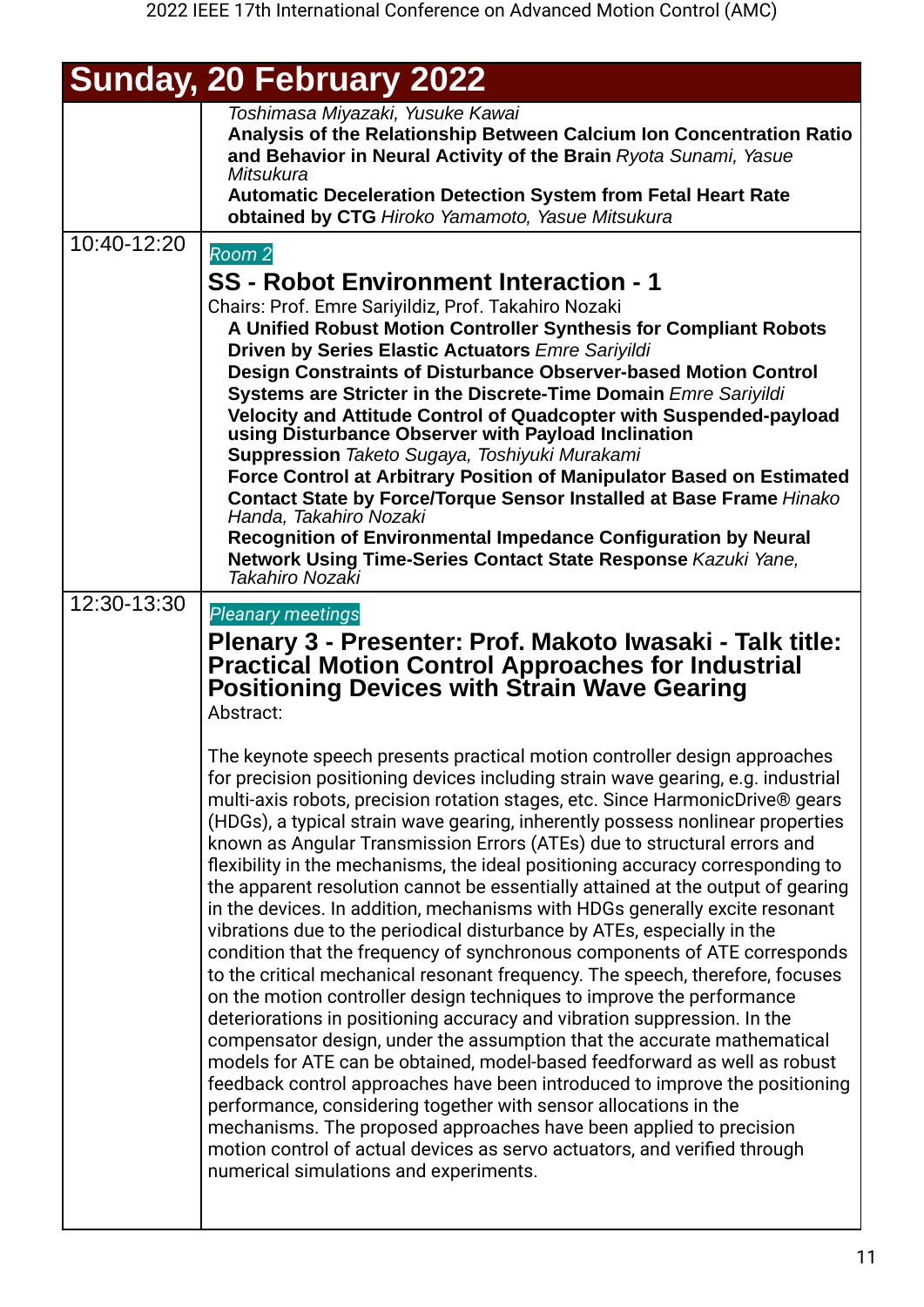## Sunday, 20 February 2022

| | |
|---|---|
| | *Toshimasa Miyazaki, Yusuke Kawai* **Analysis of the Relationship Between Calcium Ion Concentration Ratio and Behavior in Neural Activity of the Brain** *Ryota Sunami, Yasue Mitsukura* **Automatic Deceleration Detection System from Fetal Heart Rate obtained by CTG** *Hiroko Yamamoto, Yasue Mitsukura* |
| 10:40-12:20 | *Room 2* **SS - Robot Environment Interaction - 1** Chairs: Prof. Emre Sariyildiz, Prof. Takahiro Nozaki **A Unified Robust Motion Controller Synthesis for Compliant Robots Driven by Series Elastic Actuators** *Emre Sariyildi* **Design Constraints of Disturbance Observer-based Motion Control Systems are Stricter in the Discrete-Time Domain** *Emre Sariyildi* **Velocity and Attitude Control of Quadcopter with Suspended-payload using Disturbance Observer with Payload Inclination Suppression** *Taketo Sugaya, Toshiyuki Murakami* **Force Control at Arbitrary Position of Manipulator Based on Estimated Contact State by Force/Torque Sensor Installed at Base Frame** *Hinako Handa, Takahiro Nozaki* **Recognition of Environmental Impedance Configuration by Neural Network Using Time-Series Contact State Response** *Kazuki Yane, Takahiro Nozaki* |
| 12:30-13:30 | *Pleanary meetings* **Plenary 3 - Presenter: Prof. Makoto Iwasaki - Talk title: Practical Motion Control Approaches for Industrial Positioning Devices with Strain Wave Gearing** Abstract: The keynote speech presents practical motion controller design approaches for precision positioning devices including strain wave gearing, e.g. industrial multi-axis robots, precision rotation stages, etc. Since HarmonicDrive® gears (HDGs), a typical strain wave gearing, inherently possess nonlinear properties known as Angular Transmission Errors (ATEs) due to structural errors and flexibility in the mechanisms, the ideal positioning accuracy corresponding to the apparent resolution cannot be essentially attained at the output of gearing in the devices. In addition, mechanisms with HDGs generally excite resonant vibrations due to the periodical disturbance by ATEs, especially in the condition that the frequency of synchronous components of ATE corresponds to the critical mechanical resonant frequency. The speech, therefore, focuses on the motion controller design techniques to improve the performance deteriorations in positioning accuracy and vibration suppression. In the compensator design, under the assumption that the accurate mathematical models for ATE can be obtained, model-based feedforward as well as robust feedback control approaches have been introduced to improve the positioning performance, considering together with sensor allocations in the mechanisms. The proposed approaches have been applied to precision motion control of actual devices as servo actuators, and verified through numerical simulations and experiments. |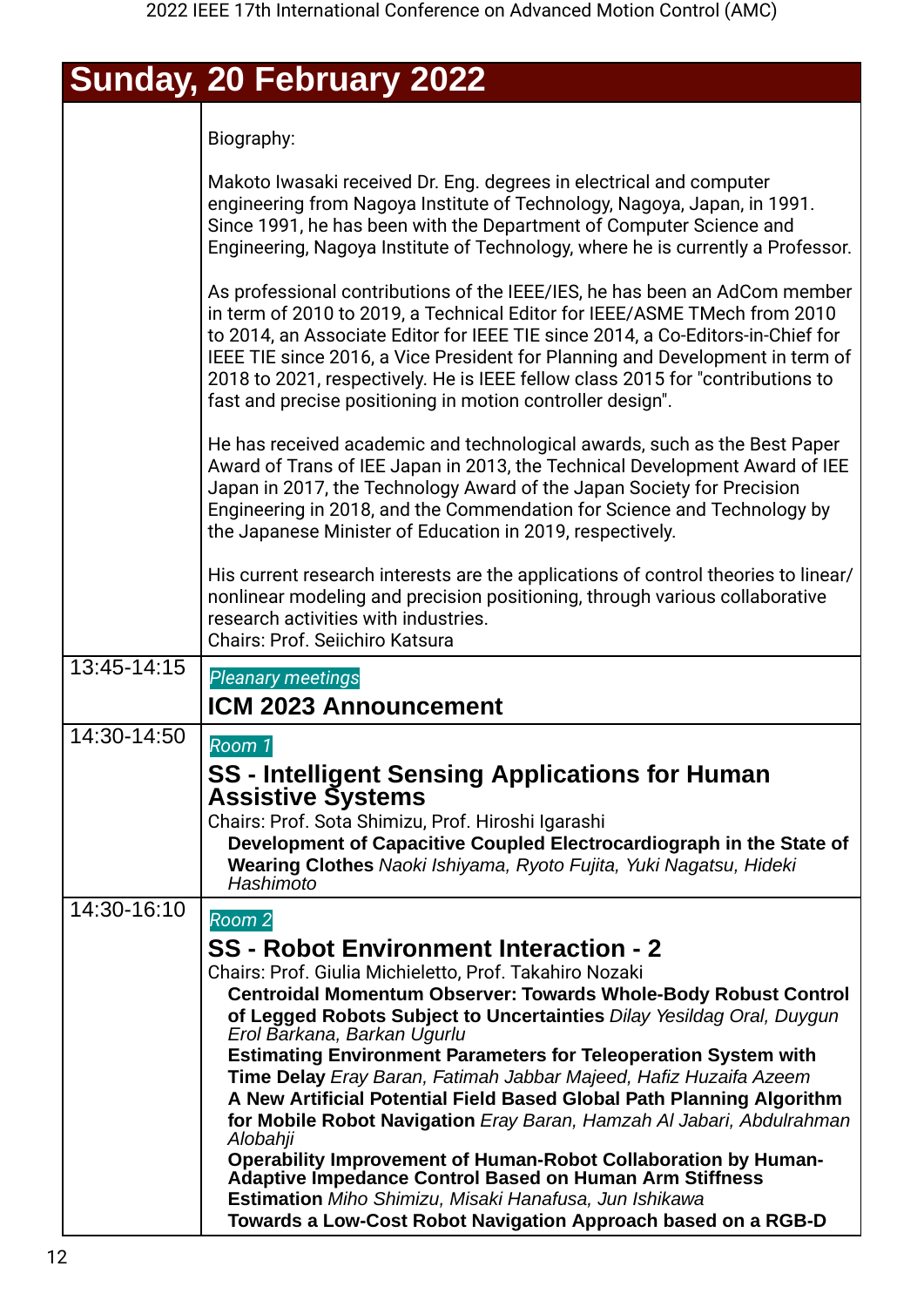# Sunday, 20 February 2022

| | |
|---|---|
| | Biography:<br><br>Makoto Iwasaki received Dr. Eng. degrees in electrical and computer engineering from Nagoya Institute of Technology, Nagoya, Japan, in 1991. Since 1991, he has been with the Department of Computer Science and Engineering, Nagoya Institute of Technology, where he is currently a Professor.<br><br>As professional contributions of the IEEE/IES, he has been an AdCom member in term of 2010 to 2019, a Technical Editor for IEEE/ASME TMech from 2010 to 2014, an Associate Editor for IEEE TIE since 2014, a Co-Editors-in-Chief for IEEE TIE since 2016, a Vice President for Planning and Development in term of 2018 to 2021, respectively. He is IEEE fellow class 2015 for "contributions to fast and precise positioning in motion controller design".<br><br>He has received academic and technological awards, such as the Best Paper Award of Trans of IEE Japan in 2013, the Technical Development Award of IEE Japan in 2017, the Technology Award of the Japan Society for Precision Engineering in 2018, and the Commendation for Science and Technology by the Japanese Minister of Education in 2019, respectively.<br><br>His current research interests are the applications of control theories to linear/nonlinear modeling and precision positioning, through various collaborative research activities with industries.<br>Chairs: Prof. Seiichiro Katsura |
| 13:45-14:15 | *Pleanary meetings*<br>**ICM 2023 Announcement** |
| 14:30-14:50 | *Room 1*<br>**SS - Intelligent Sensing Applications for Human Assistive Systems**<br>Chairs: Prof. Sota Shimizu, Prof. Hiroshi Igarashi<br>**Development of Capacitive Coupled Electrocardiograph in the State of Wearing Clothes** *Naoki Ishiyama, Ryoto Fujita, Yuki Nagatsu, Hideki Hashimoto* |
| 14:30-16:10 | *Room 2*<br>**SS - Robot Environment Interaction - 2**<br>Chairs: Prof. Giulia Michieletto, Prof. Takahiro Nozaki<br>**Centroidal Momentum Observer: Towards Whole-Body Robust Control of Legged Robots Subject to Uncertainties** *Dilay Yesildag Oral, Duygun Erol Barkana, Barkan Ugurlu*<br>**Estimating Environment Parameters for Teleoperation System with Time Delay** *Eray Baran, Fatimah Jabbar Majeed, Hafiz Huzaifa Azeem*<br>**A New Artificial Potential Field Based Global Path Planning Algorithm for Mobile Robot Navigation** *Eray Baran, Hamzah Al Jabari, Abdulrahman Alobahji*<br>**Operability Improvement of Human-Robot Collaboration by Human-Adaptive Impedance Control Based on Human Arm Stiffness Estimation** *Miho Shimizu, Misaki Hanafusa, Jun Ishikawa*<br>**Towards a Low-Cost Robot Navigation Approach based on a RGB-D** |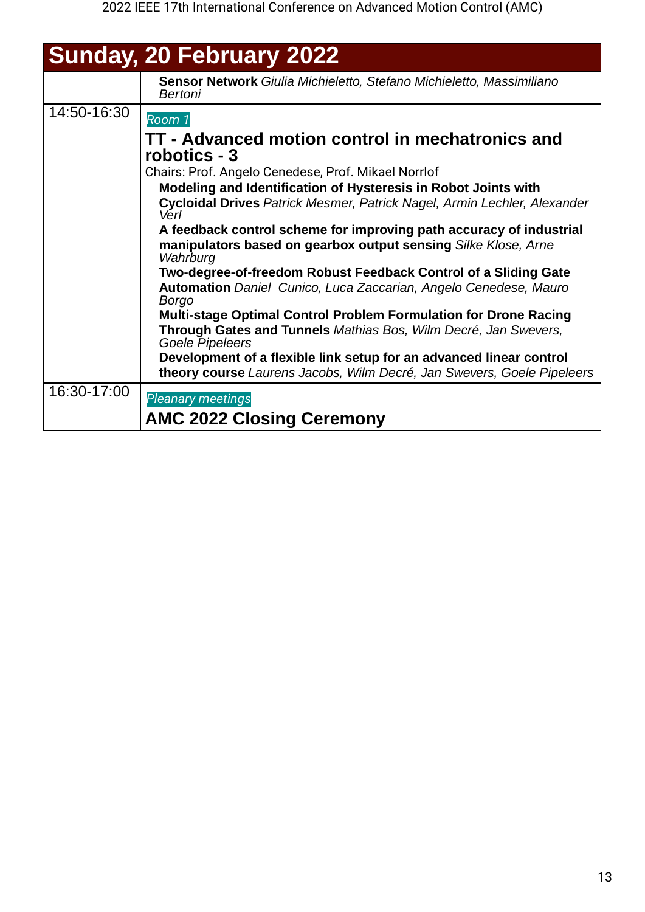## Sunday, 20 February 2022

| | |
|---|---|
| | **Sensor Network** *Giulia Michieletto, Stefano Michieletto, Massimiliano Bertoni* |
| 14:50-16:30 | *Room 1* <br> **TT - Advanced motion control in mechatronics and robotics - 3** <br> Chairs: Prof. Angelo Cenedese, Prof. Mikael Norrlof <br> **Modeling and Identification of Hysteresis in Robot Joints with Cycloidal Drives** *Patrick Mesmer, Patrick Nagel, Armin Lechler, Alexander Verl* <br> **A feedback control scheme for improving path accuracy of industrial manipulators based on gearbox output sensing** *Silke Klose, Arne Wahrburg* <br> **Two-degree-of-freedom Robust Feedback Control of a Sliding Gate Automation** *Daniel  Cunico, Luca Zaccarian, Angelo Cenedese, Mauro Borgo* <br> **Multi-stage Optimal Control Problem Formulation for Drone Racing Through Gates and Tunnels** *Mathias Bos, Wilm Decré, Jan Swevers, Goele Pipeleers* <br> **Development of a flexible link setup for an advanced linear control theory course** *Laurens Jacobs, Wilm Decré, Jan Swevers, Goele Pipeleers* |
| 16:30-17:00 | *Pleanary meetings* <br> **AMC 2022 Closing Ceremony** |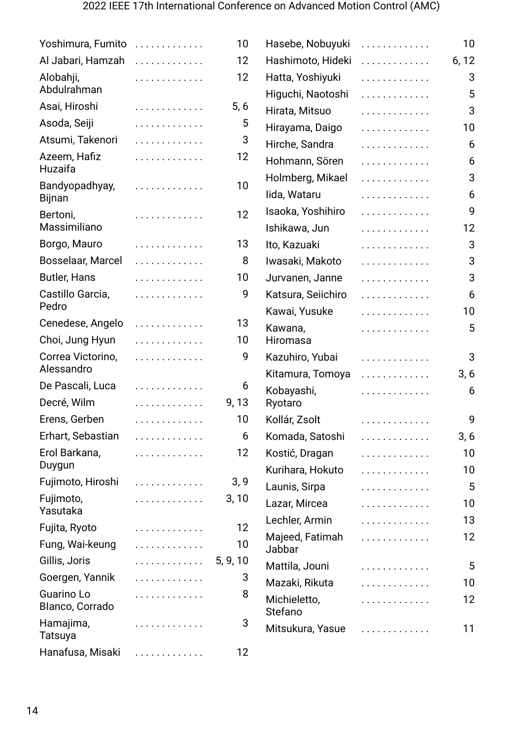| Name | Pages |
|---|---|
| Yoshimura, Fumito | 10 |
| Al Jabari, Hamzah | 12 |
| Alobahji, Abdulrahman | 12 |
| Asai, Hiroshi | 5, 6 |
| Asoda, Seiji | 5 |
| Atsumi, Takenori | 3 |
| Azeem, Hafiz Huzaifa | 12 |
| Bandyopadhyay, Bijnan | 10 |
| Bertoni, Massimiliano | 12 |
| Borgo, Mauro | 13 |
| Bosselaar, Marcel | 8 |
| Butler, Hans | 10 |
| Castillo Garcia, Pedro | 9 |
| Cenedese, Angelo | 13 |
| Choi, Jung Hyun | 10 |
| Correa Victorino, Alessandro | 9 |
| De Pascali, Luca | 6 |
| Decré, Wilm | 9, 13 |
| Erens, Gerben | 10 |
| Erhart, Sebastian | 6 |
| Erol Barkana, Duygun | 12 |
| Fujimoto, Hiroshi | 3, 9 |
| Fujimoto, Yasutaka | 3, 10 |
| Fujita, Ryoto | 12 |
| Fung, Wai-keung | 10 |
| Gillis, Joris | 5, 9, 10 |
| Goergen, Yannik | 3 |
| Guarino Lo Blanco, Corrado | 8 |
| Hamajima, Tatsuya | 3 |
| Hanafusa, Misaki | 12 |
| Hasebe, Nobuyuki | 10 |
| Hashimoto, Hideki | 6, 12 |
| Hatta, Yoshiyuki | 3 |
| Higuchi, Naotoshi | 5 |
| Hirata, Mitsuo | 3 |
| Hirayama, Daigo | 10 |
| Hirche, Sandra | 6 |
| Hohmann, Sören | 6 |
| Holmberg, Mikael | 3 |
| Iida, Wataru | 6 |
| Isaoka, Yoshihiro | 9 |
| Ishikawa, Jun | 12 |
| Ito, Kazuaki | 3 |
| Iwasaki, Makoto | 3 |
| Jurvanen, Janne | 3 |
| Katsura, Seiichiro | 6 |
| Kawai, Yusuke | 10 |
| Kawana, Hiromasa | 5 |
| Kazuhiro, Yubai | 3 |
| Kitamura, Tomoya | 3, 6 |
| Kobayashi, Ryotaro | 6 |
| Kollár, Zsolt | 9 |
| Komada, Satoshi | 3, 6 |
| Kostić, Dragan | 10 |
| Kurihara, Hokuto | 10 |
| Launis, Sirpa | 5 |
| Lazar, Mircea | 10 |
| Lechler, Armin | 13 |
| Majeed, Fatimah Jabbar | 12 |
| Mattila, Jouni | 5 |
| Mazaki, Rikuta | 10 |
| Michieletto, Stefano | 12 |
| Mitsukura, Yasue | 11 |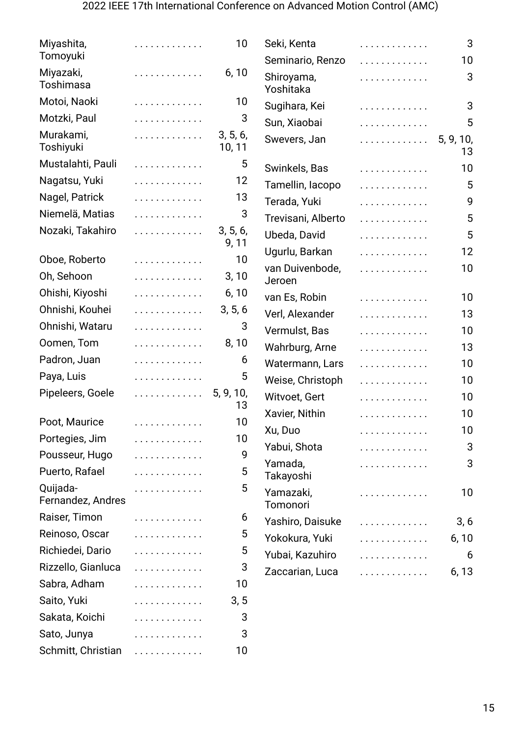Miyashita, Tomoyuki . . . . . . . . . . . . . 10
Miyazaki, Toshimasa . . . . . . . . . . . . . 6, 10
Motoi, Naoki . . . . . . . . . . . . . 10
Motzki, Paul . . . . . . . . . . . . . 3
Murakami, Toshiyuki . . . . . . . . . . . . . 3, 5, 6, 10, 11
Mustalahti, Pauli . . . . . . . . . . . . . 5
Nagatsu, Yuki . . . . . . . . . . . . . 12
Nagel, Patrick . . . . . . . . . . . . . 13
Niemelä, Matias . . . . . . . . . . . . . 3
Nozaki, Takahiro . . . . . . . . . . . . . 3, 5, 6, 9, 11
Oboe, Roberto . . . . . . . . . . . . . 10
Oh, Sehoon . . . . . . . . . . . . . 3, 10
Ohishi, Kiyoshi . . . . . . . . . . . . . 6, 10
Ohnishi, Kouhei . . . . . . . . . . . . . 3, 5, 6
Ohnishi, Wataru . . . . . . . . . . . . . 3
Oomen, Tom . . . . . . . . . . . . . 8, 10
Padron, Juan . . . . . . . . . . . . . 6
Paya, Luis . . . . . . . . . . . . . 5
Pipeleers, Goele . . . . . . . . . . . . . 5, 9, 10, 13
Poot, Maurice . . . . . . . . . . . . . 10
Portegies, Jim . . . . . . . . . . . . . 10
Pousseur, Hugo . . . . . . . . . . . . . 9
Puerto, Rafael . . . . . . . . . . . . . 5
Quijada-Fernandez, Andres . . . . . . . . . . . . . 5
Raiser, Timon . . . . . . . . . . . . . 6
Reinoso, Oscar . . . . . . . . . . . . . 5
Richiedei, Dario . . . . . . . . . . . . . 5
Rizzello, Gianluca . . . . . . . . . . . . . 3
Sabra, Adham . . . . . . . . . . . . . 10
Saito, Yuki . . . . . . . . . . . . . 3, 5
Sakata, Koichi . . . . . . . . . . . . . 3
Sato, Junya . . . . . . . . . . . . . 3
Schmitt, Christian . . . . . . . . . . . . . 10
Seki, Kenta . . . . . . . . . . . . . 3
Seminario, Renzo . . . . . . . . . . . . . 10
Shiroyama, Yoshitaka . . . . . . . . . . . . . 3
Sugihara, Kei . . . . . . . . . . . . . 3
Sun, Xiaobai . . . . . . . . . . . . . 5
Swevers, Jan . . . . . . . . . . . . . 5, 9, 10, 13
Swinkels, Bas . . . . . . . . . . . . . 10
Tamellin, Iacopo . . . . . . . . . . . . . 5
Terada, Yuki . . . . . . . . . . . . . 9
Trevisani, Alberto . . . . . . . . . . . . . 5
Ubeda, David . . . . . . . . . . . . . 5
Ugurlu, Barkan . . . . . . . . . . . . . 12
van Duivenbode, Jeroen . . . . . . . . . . . . . 10
van Es, Robin . . . . . . . . . . . . . 10
Verl, Alexander . . . . . . . . . . . . . 13
Vermulst, Bas . . . . . . . . . . . . . 10
Wahrburg, Arne . . . . . . . . . . . . . 13
Watermann, Lars . . . . . . . . . . . . . 10
Weise, Christoph . . . . . . . . . . . . . 10
Witvoet, Gert . . . . . . . . . . . . . 10
Xavier, Nithin . . . . . . . . . . . . . 10
Xu, Duo . . . . . . . . . . . . . 10
Yabui, Shota . . . . . . . . . . . . . 3
Yamada, Takayoshi . . . . . . . . . . . . . 3
Yamazaki, Tomonori . . . . . . . . . . . . . 10
Yashiro, Daisuke . . . . . . . . . . . . . 3, 6
Yokokura, Yuki . . . . . . . . . . . . . 6, 10
Yubai, Kazuhiro . . . . . . . . . . . . . 6
Zaccarian, Luca . . . . . . . . . . . . . 6, 13